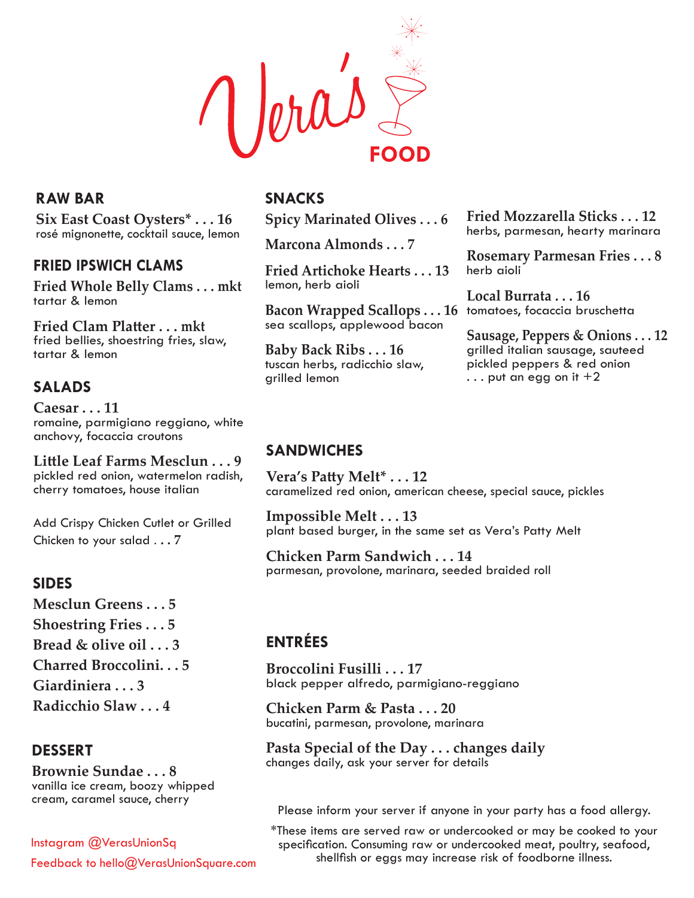# Vera's FOOD

## RAW BAR

**Six East Coast Oysters* . . . 16**
rosé mignonette, cocktail sauce, lemon

## FRIED IPSWICH CLAMS

**Fried Whole Belly Clams . . . mkt**
tartar & lemon

**Fried Clam Platter . . . mkt**
fried bellies, shoestring fries, slaw, tartar & lemon

## SALADS

**Caesar . . . 11**
romaine, parmigiano reggiano, white anchovy, focaccia croutons

**Little Leaf Farms Mesclun . . . 9**
pickled red onion, watermelon radish, cherry tomatoes, house italian

Add Crispy Chicken Cutlet or Grilled Chicken to your salad . . . 7

## SIDES

**Mesclun Greens . . . 5**

**Shoestring Fries . . . 5**

**Bread & olive oil . . . 3**

**Charred Broccolini. . . 5**

**Giardiniera . . . 3**

**Radicchio Slaw . . . 4**

## DESSERT

**Brownie Sundae . . . 8**
vanilla ice cream, boozy whipped cream, caramel sauce, cherry

## SNACKS

**Spicy Marinated Olives . . . 6**

**Marcona Almonds . . . 7**

**Fried Artichoke Hearts . . . 13**
lemon, herb aioli

**Bacon Wrapped Scallops . . . 16**
sea scallops, applewood bacon

**Baby Back Ribs . . . 16**
tuscan herbs, radicchio slaw, grilled lemon

**Fried Mozzarella Sticks . . . 12**
herbs, parmesan, hearty marinara

**Rosemary Parmesan Fries . . . 8**
herb aioli

**Local Burrata . . . 16**
tomatoes, focaccia bruschetta

**Sausage, Peppers & Onions . . . 12**
grilled italian sausage, sauteed pickled peppers & red onion
. . . put an egg on it +2

## SANDWICHES

**Vera's Patty Melt* . . . 12**
caramelized red onion, american cheese, special sauce, pickles

**Impossible Melt . . . 13**
plant based burger, in the same set as Vera's Patty Melt

**Chicken Parm Sandwich . . . 14**
parmesan, provolone, marinara, seeded braided roll

## ENTRÉES

**Broccolini Fusilli . . . 17**
black pepper alfredo, parmigiano-reggiano

**Chicken Parm & Pasta . . . 20**
bucatini, parmesan, provolone, marinara

**Pasta Special of the Day . . . changes daily**
changes daily, ask your server for details

Please inform your server if anyone in your party has a food allergy.

*These items are served raw or undercooked or may be cooked to your specification. Consuming raw or undercooked meat, poultry, seafood, shellfish or eggs may increase risk of foodborne illness.

Instagram @VerasUnionSq
Feedback to hello@VerasUnionSquare.com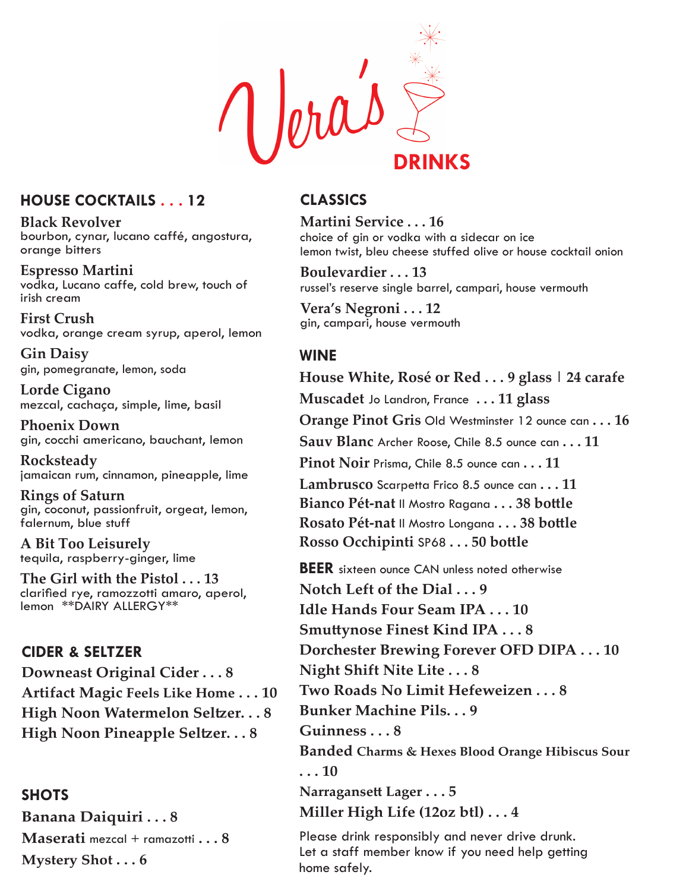# Vera's DRINKS

## HOUSE COCKTAILS . . . 12

**Black Revolver**
bourbon, cynar, lucano caffé, angostura, orange bitters

**Espresso Martini**
vodka, Lucano caffe, cold brew, touch of irish cream

**First Crush**
vodka, orange cream syrup, aperol, lemon

**Gin Daisy**
gin, pomegranate, lemon, soda

**Lorde Cigano**
mezcal, cachaça, simple, lime, basil

**Phoenix Down**
gin, cocchi americano, bauchant, lemon

**Rocksteady**
jamaican rum, cinnamon, pineapple, lime

**Rings of Saturn**
gin, coconut, passionfruit, orgeat, lemon, falernum, blue stuff

**A Bit Too Leisurely**
tequila, raspberry-ginger, lime

**The Girl with the Pistol . . . 13**
clarified rye, ramozzotti amaro, aperol, lemon **DAIRY ALLERGY**

## CIDER & SELTZER

**Downeast Original Cider . . . 8**
**Artifact Magic Feels Like Home . . . 10**
**High Noon Watermelon Seltzer. . . 8**
**High Noon Pineapple Seltzer. . . 8**

## SHOTS

**Banana Daiquiri . . . 8**
**Maserati** mezcal + ramazotti **. . . 8**
**Mystery Shot . . . 6**

## CLASSICS

**Martini Service . . . 16**
choice of gin or vodka with a sidecar on ice
lemon twist, bleu cheese stuffed olive or house cocktail onion

**Boulevardier . . . 13**
russel's reserve single barrel, campari, house vermouth

**Vera's Negroni . . . 12**
gin, campari, house vermouth

## WINE

**House White, Rosé or Red . . . 9 glass | 24 carafe**
**Muscadet** Jo Landron, France **. . . 11 glass**
**Orange Pinot Gris** Old Westminster 12 ounce can **. . . 16**
**Sauv Blanc** Archer Roose, Chile 8.5 ounce can **. . . 11**
**Pinot Noir** Prisma, Chile 8.5 ounce can **. . . 11**
**Lambrusco** Scarpetta Frico 8.5 ounce can **. . . 11**
**Bianco Pét-nat** Il Mostro Ragana **. . . 38 bottle**
**Rosato Pét-nat** Il Mostro Longana **. . . 38 bottle**
**Rosso Occhipinti** SP68 **. . . 50 bottle**

## BEER
sixteen ounce CAN unless noted otherwise

**Notch Left of the Dial . . . 9**
**Idle Hands Four Seam IPA . . . 10**
**Smuttynose Finest Kind IPA . . . 8**
**Dorchester Brewing Forever OFD DIPA . . . 10**
**Night Shift Nite Lite . . . 8**
**Two Roads No Limit Hefeweizen . . . 8**
**Bunker Machine Pils. . . 9**
**Guinness . . . 8**
**Banded Charms & Hexes Blood Orange Hibiscus Sour . . . 10**
**Narragansett Lager . . . 5**
**Miller High Life (12oz btl) . . . 4**

Please drink responsibly and never drive drunk.
Let a staff member know if you need help getting home safely.